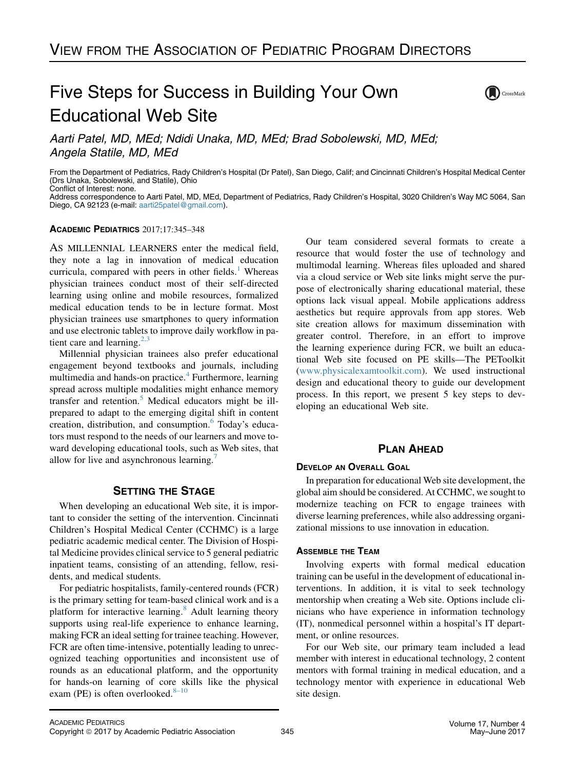# Five Steps for Success in Building Your Own Educational Web Site

*Aarti Patel, MD, MEd; Ndidi Unaka, MD, MEd; Brad Sobolewski, MD, MEd; Angela Statile, MD, MEd*

From the Department of Pediatrics, Rady Children's Hospital (Dr Patel), San Diego, Calif; and Cincinnati Children's Hospital Medical Center (Drs Unaka, Sobolewski, and Statile), Ohio
Conflict of Interest: none.
Address correspondence to Aarti Patel, MD, MEd, Department of Pediatrics, Rady Children's Hospital, 3020 Children's Way MC 5064, San Diego, CA 92123 (e-mail: aarti25patel@gmail.com).

**ACADEMIC PEDIATRICS** 2017;17:345–348

AS MILLENNIAL LEARNERS enter the medical field, they note a lag in innovation of medical education curricula, compared with peers in other fields.[1] Whereas physician trainees conduct most of their self-directed learning using online and mobile resources, formalized medical education tends to be in lecture format. Most physician trainees use smartphones to query information and use electronic tablets to improve daily workflow in patient care and learning.[2,3]

Millennial physician trainees also prefer educational engagement beyond textbooks and journals, including multimedia and hands-on practice.[4] Furthermore, learning spread across multiple modalities might enhance memory transfer and retention.[5] Medical educators might be ill-prepared to adapt to the emerging digital shift in content creation, distribution, and consumption.[6] Today's educators must respond to the needs of our learners and move toward developing educational tools, such as Web sites, that allow for live and asynchronous learning.[7]

## Setting the Stage

When developing an educational Web site, it is important to consider the setting of the intervention. Cincinnati Children's Hospital Medical Center (CCHMC) is a large pediatric academic medical center. The Division of Hospital Medicine provides clinical service to 5 general pediatric inpatient teams, consisting of an attending, fellow, residents, and medical students.

For pediatric hospitalists, family-centered rounds (FCR) is the primary setting for team-based clinical work and is a platform for interactive learning.[8] Adult learning theory supports using real-life experience to enhance learning, making FCR an ideal setting for trainee teaching. However, FCR are often time-intensive, potentially leading to unrecognized teaching opportunities and inconsistent use of rounds as an educational platform, and the opportunity for hands-on learning of core skills like the physical exam (PE) is often overlooked.[8–10]

Our team considered several formats to create a resource that would foster the use of technology and multimodal learning. Whereas files uploaded and shared via a cloud service or Web site links might serve the purpose of electronically sharing educational material, these options lack visual appeal. Mobile applications address aesthetics but require approvals from app stores. Web site creation allows for maximum dissemination with greater control. Therefore, in an effort to improve the learning experience during FCR, we built an educational Web site focused on PE skills—The PEToolkit (www.physicalexamtoolkit.com). We used instructional design and educational theory to guide our development process. In this report, we present 5 key steps to developing an educational Web site.

## Plan Ahead

### Develop an Overall Goal

In preparation for educational Web site development, the global aim should be considered. At CCHMC, we sought to modernize teaching on FCR to engage trainees with diverse learning preferences, while also addressing organizational missions to use innovation in education.

### Assemble the Team

Involving experts with formal medical education training can be useful in the development of educational interventions. In addition, it is vital to seek technology mentorship when creating a Web site. Options include clinicians who have experience in information technology (IT), nonmedical personnel within a hospital's IT department, or online resources.

For our Web site, our primary team included a lead member with interest in educational technology, 2 content mentors with formal training in medical education, and a technology mentor with experience in educational Web site design.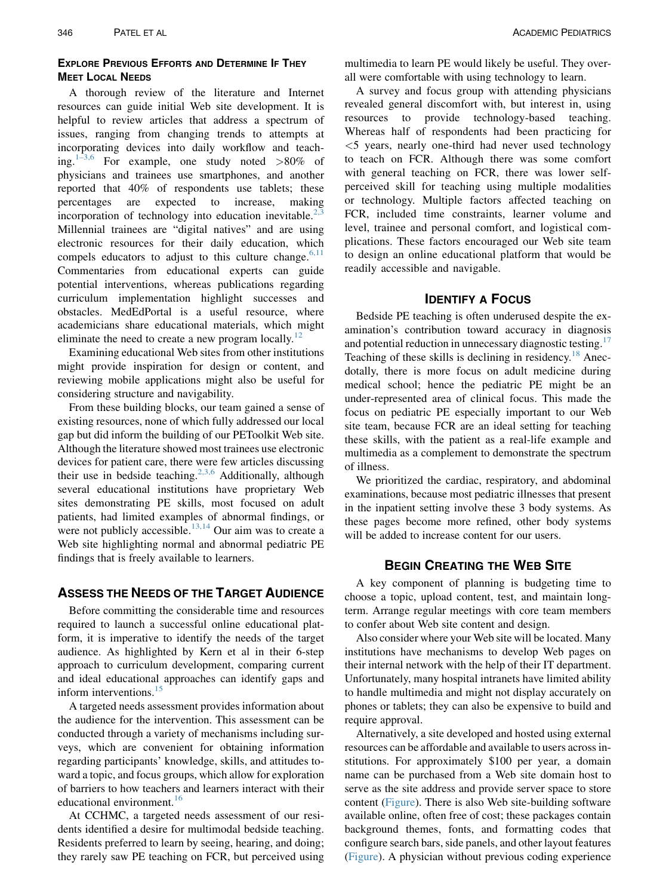## Explore Previous Efforts and Determine If They Meet Local Needs

A thorough review of the literature and Internet resources can guide initial Web site development. It is helpful to review articles that address a spectrum of issues, ranging from changing trends to attempts at incorporating devices into daily workflow and teaching.[1–3,6] For example, one study noted >80% of physicians and trainees use smartphones, and another reported that 40% of respondents use tablets; these percentages are expected to increase, making incorporation of technology into education inevitable.[2,3] Millennial trainees are "digital natives" and are using electronic resources for their daily education, which compels educators to adjust to this culture change.[6,11] Commentaries from educational experts can guide potential interventions, whereas publications regarding curriculum implementation highlight successes and obstacles. MedEdPortal is a useful resource, where academicians share educational materials, which might eliminate the need to create a new program locally.[12]

Examining educational Web sites from other institutions might provide inspiration for design or content, and reviewing mobile applications might also be useful for considering structure and navigability.

From these building blocks, our team gained a sense of existing resources, none of which fully addressed our local gap but did inform the building of our PEToolkit Web site. Although the literature showed most trainees use electronic devices for patient care, there were few articles discussing their use in bedside teaching.[2,3,6] Additionally, although several educational institutions have proprietary Web sites demonstrating PE skills, most focused on adult patients, had limited examples of abnormal findings, or were not publicly accessible.[13,14] Our aim was to create a Web site highlighting normal and abnormal pediatric PE findings that is freely available to learners.

## Assess the Needs of the Target Audience

Before committing the considerable time and resources required to launch a successful online educational platform, it is imperative to identify the needs of the target audience. As highlighted by Kern et al in their 6-step approach to curriculum development, comparing current and ideal educational approaches can identify gaps and inform interventions.[15]

A targeted needs assessment provides information about the audience for the intervention. This assessment can be conducted through a variety of mechanisms including surveys, which are convenient for obtaining information regarding participants' knowledge, skills, and attitudes toward a topic, and focus groups, which allow for exploration of barriers to how teachers and learners interact with their educational environment.[16]

At CCHMC, a targeted needs assessment of our residents identified a desire for multimodal bedside teaching. Residents preferred to learn by seeing, hearing, and doing; they rarely saw PE teaching on FCR, but perceived using multimedia to learn PE would likely be useful. They overall were comfortable with using technology to learn.

A survey and focus group with attending physicians revealed general discomfort with, but interest in, using resources to provide technology-based teaching. Whereas half of respondents had been practicing for <5 years, nearly one-third had never used technology to teach on FCR. Although there was some comfort with general teaching on FCR, there was lower self-perceived skill for teaching using multiple modalities or technology. Multiple factors affected teaching on FCR, included time constraints, learner volume and level, trainee and personal comfort, and logistical complications. These factors encouraged our Web site team to design an online educational platform that would be readily accessible and navigable.

## Identify a Focus

Bedside PE teaching is often underused despite the examination's contribution toward accuracy in diagnosis and potential reduction in unnecessary diagnostic testing.[17] Teaching of these skills is declining in residency.[18] Anecdotally, there is more focus on adult medicine during medical school; hence the pediatric PE might be an under-represented area of clinical focus. This made the focus on pediatric PE especially important to our Web site team, because FCR are an ideal setting for teaching these skills, with the patient as a real-life example and multimedia as a complement to demonstrate the spectrum of illness.

We prioritized the cardiac, respiratory, and abdominal examinations, because most pediatric illnesses that present in the inpatient setting involve these 3 body systems. As these pages become more refined, other body systems will be added to increase content for our users.

## Begin Creating the Web Site

A key component of planning is budgeting time to choose a topic, upload content, test, and maintain long-term. Arrange regular meetings with core team members to confer about Web site content and design.

Also consider where your Web site will be located. Many institutions have mechanisms to develop Web pages on their internal network with the help of their IT department. Unfortunately, many hospital intranets have limited ability to handle multimedia and might not display accurately on phones or tablets; they can also be expensive to build and require approval.

Alternatively, a site developed and hosted using external resources can be affordable and available to users across institutions. For approximately $100 per year, a domain name can be purchased from a Web site domain host to serve as the site address and provide server space to store content (Figure). There is also Web site-building software available online, often free of cost; these packages contain background themes, fonts, and formatting codes that configure search bars, side panels, and other layout features (Figure). A physician without previous coding experience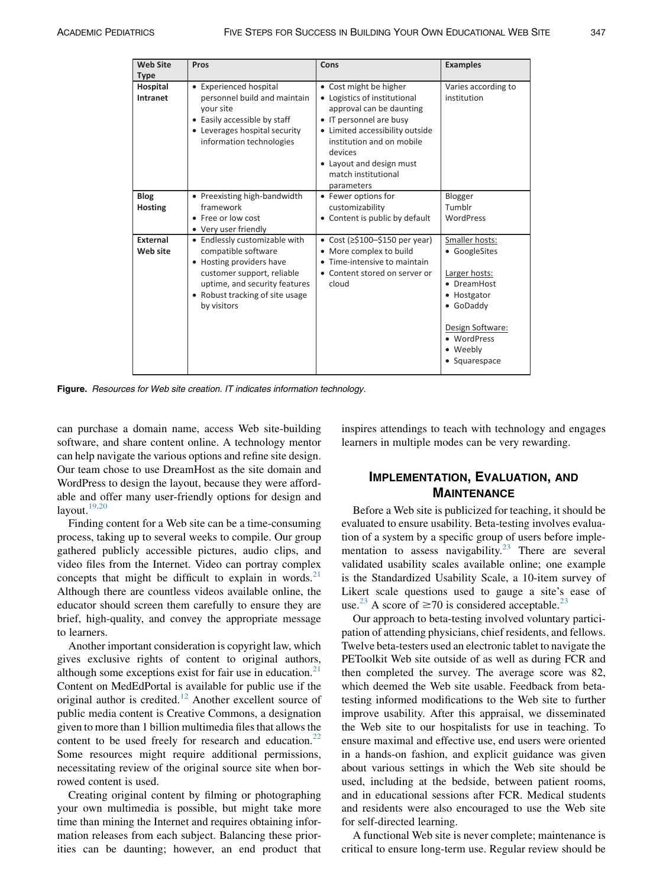| Web Site Type | Pros | Cons | Examples |
|---|---|---|---|
| **Hospital Intranet** | • Experienced hospital personnel build and maintain your site<br>• Easily accessible by staff<br>• Leverages hospital security information technologies | • Cost might be higher<br>• Logistics of institutional approval can be daunting<br>• IT personnel are busy<br>• Limited accessibility outside institution and on mobile devices<br>• Layout and design must match institutional parameters | Varies according to institution |
| **Blog Hosting** | • Preexisting high-bandwidth framework<br>• Free or low cost<br>• Very user friendly | • Fewer options for customizability<br>• Content is public by default | Blogger<br>Tumblr<br>WordPress |
| **External Web site** | • Endlessly customizable with compatible software<br>• Hosting providers have customer support, reliable uptime, and security features<br>• Robust tracking of site usage by visitors | • Cost (≥$100–$150 per year)<br>• More complex to build<br>• Time-intensive to maintain<br>• Content stored on server or cloud | Smaller hosts:<br>• GoogleSites<br><br>Larger hosts:<br>• DreamHost<br>• Hostgator<br>• GoDaddy<br><br>Design Software:<br>• WordPress<br>• Weebly<br>• Squarespace |

**Figure.** *Resources for Web site creation. IT indicates information technology.*

can purchase a domain name, access Web site-building software, and share content online. A technology mentor can help navigate the various options and refine site design. Our team chose to use DreamHost as the site domain and WordPress to design the layout, because they were affordable and offer many user-friendly options for design and layout.[19,20]

Finding content for a Web site can be a time-consuming process, taking up to several weeks to compile. Our group gathered publicly accessible pictures, audio clips, and video files from the Internet. Video can portray complex concepts that might be difficult to explain in words.[21] Although there are countless videos available online, the educator should screen them carefully to ensure they are brief, high-quality, and convey the appropriate message to learners.

Another important consideration is copyright law, which gives exclusive rights of content to original authors, although some exceptions exist for fair use in education.[21] Content on MedEdPortal is available for public use if the original author is credited.[12] Another excellent source of public media content is Creative Commons, a designation given to more than 1 billion multimedia files that allows the content to be used freely for research and education.[22] Some resources might require additional permissions, necessitating review of the original source site when borrowed content is used.

Creating original content by filming or photographing your own multimedia is possible, but might take more time than mining the Internet and requires obtaining information releases from each subject. Balancing these priorities can be daunting; however, an end product that inspires attendings to teach with technology and engages learners in multiple modes can be very rewarding.

## Implementation, Evaluation, and Maintenance

Before a Web site is publicized for teaching, it should be evaluated to ensure usability. Beta-testing involves evaluation of a system by a specific group of users before implementation to assess navigability.[23] There are several validated usability scales available online; one example is the Standardized Usability Scale, a 10-item survey of Likert scale questions used to gauge a site's ease of use.[23] A score of ≥70 is considered acceptable.[23]

Our approach to beta-testing involved voluntary participation of attending physicians, chief residents, and fellows. Twelve beta-testers used an electronic tablet to navigate the PEToolkit Web site outside of as well as during FCR and then completed the survey. The average score was 82, which deemed the Web site usable. Feedback from beta-testing informed modifications to the Web site to further improve usability. After this appraisal, we disseminated the Web site to our hospitalists for use in teaching. To ensure maximal and effective use, end users were oriented in a hands-on fashion, and explicit guidance was given about various settings in which the Web site should be used, including at the bedside, between patient rooms, and in educational sessions after FCR. Medical students and residents were also encouraged to use the Web site for self-directed learning.

A functional Web site is never complete; maintenance is critical to ensure long-term use. Regular review should be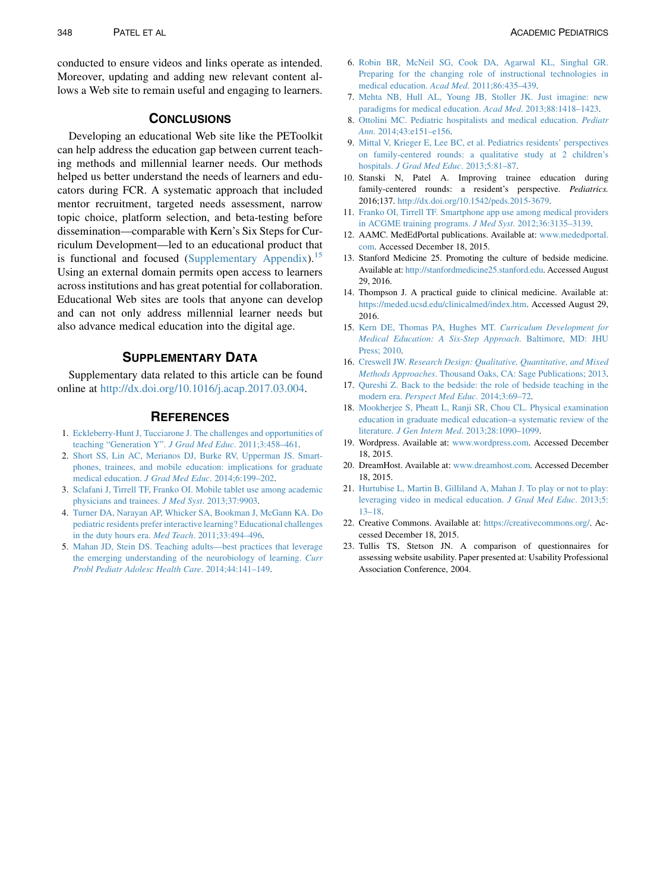conducted to ensure videos and links operate as intended. Moreover, updating and adding new relevant content allows a Web site to remain useful and engaging to learners.

## Conclusions

Developing an educational Web site like the PEToolkit can help address the education gap between current teaching methods and millennial learner needs. Our methods helped us better understand the needs of learners and educators during FCR. A systematic approach that included mentor recruitment, targeted needs assessment, narrow topic choice, platform selection, and beta-testing before dissemination—comparable with Kern's Six Steps for Curriculum Development—led to an educational product that is functional and focused (Supplementary Appendix).[15] Using an external domain permits open access to learners across institutions and has great potential for collaboration. Educational Web sites are tools that anyone can develop and can not only address millennial learner needs but also advance medical education into the digital age.

## Supplementary Data

Supplementary data related to this article can be found online at http://dx.doi.org/10.1016/j.acap.2017.03.004.

## References

1. Eckleberry-Hunt J, Tucciarone J. The challenges and opportunities of teaching "Generation Y". *J Grad Med Educ*. 2011;3:458–461.
2. Short SS, Lin AC, Merianos DJ, Burke RV, Upperman JS. Smartphones, trainees, and mobile education: implications for graduate medical education. *J Grad Med Educ*. 2014;6:199–202.
3. Sclafani J, Tirrell TF, Franko OI. Mobile tablet use among academic physicians and trainees. *J Med Syst*. 2013;37:9903.
4. Turner DA, Narayan AP, Whicker SA, Bookman J, McGann KA. Do pediatric residents prefer interactive learning? Educational challenges in the duty hours era. *Med Teach*. 2011;33:494–496.
5. Mahan JD, Stein DS. Teaching adults—best practices that leverage the emerging understanding of the neurobiology of learning. *Curr Probl Pediatr Adolesc Health Care*. 2014;44:141–149.
6. Robin BR, McNeil SG, Cook DA, Agarwal KL, Singhal GR. Preparing for the changing role of instructional technologies in medical education. *Acad Med*. 2011;86:435–439.
7. Mehta NB, Hull AL, Young JB, Stoller JK. Just imagine: new paradigms for medical education. *Acad Med*. 2013;88:1418–1423.
8. Ottolini MC. Pediatric hospitalists and medical education. *Pediatr Ann*. 2014;43:e151–e156.
9. Mittal V, Krieger E, Lee BC, et al. Pediatrics residents' perspectives on family-centered rounds: a qualitative study at 2 children's hospitals. *J Grad Med Educ*. 2013;5:81–87.
10. Stanski N, Patel A. Improving trainee education during family-centered rounds: a resident's perspective. *Pediatrics.* 2016;137. http://dx.doi.org/10.1542/peds.2015-3679.
11. Franko OI, Tirrell TF. Smartphone app use among medical providers in ACGME training programs. *J Med Syst*. 2012;36:3135–3139.
12. AAMC. MedEdPortal publications. Available at: www.mededportal.com. Accessed December 18, 2015.
13. Stanford Medicine 25. Promoting the culture of bedside medicine. Available at: http://stanfordmedicine25.stanford.edu. Accessed August 29, 2016.
14. Thompson J. A practical guide to clinical medicine. Available at: https://meded.ucsd.edu/clinicalmed/index.htm. Accessed August 29, 2016.
15. Kern DE, Thomas PA, Hughes MT. *Curriculum Development for Medical Education: A Six-Step Approach*. Baltimore, MD: JHU Press; 2010.
16. Creswell JW. *Research Design: Qualitative, Quantitative, and Mixed Methods Approaches*. Thousand Oaks, CA: Sage Publications; 2013.
17. Qureshi Z. Back to the bedside: the role of bedside teaching in the modern era. *Perspect Med Educ*. 2014;3:69–72.
18. Mookherjee S, Pheatt L, Ranji SR, Chou CL. Physical examination education in graduate medical education–a systematic review of the literature. *J Gen Intern Med*. 2013;28:1090–1099.
19. Wordpress. Available at: www.wordpress.com. Accessed December 18, 2015.
20. DreamHost. Available at: www.dreamhost.com. Accessed December 18, 2015.
21. Hurtubise L, Martin B, Gilliland A, Mahan J. To play or not to play: leveraging video in medical education. *J Grad Med Educ*. 2013;5:13–18.
22. Creative Commons. Available at: https://creativecommons.org/. Accessed December 18, 2015.
23. Tullis TS, Stetson JN. A comparison of questionnaires for assessing website usability. Paper presented at: Usability Professional Association Conference, 2004.